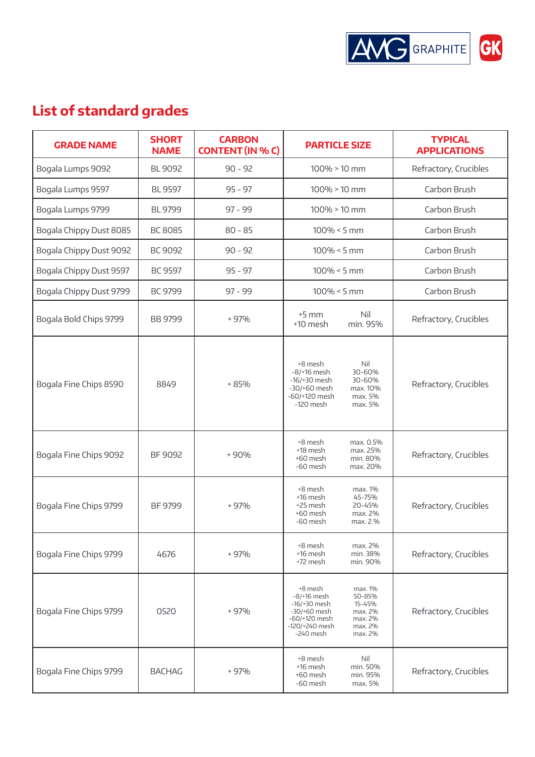## List of standard grades

| GRADE NAME | SHORT NAME | CARBON CONTENT (IN % C) | PARTICLE SIZE | TYPICAL APPLICATIONS |
|---|---|---|---|---|
| Bogala Lumps 9092 | BL 9092 | 90 - 92 | 100% > 10 mm | Refractory, Crucibles |
| Bogala Lumps 9597 | BL 9597 | 95 - 97 | 100% > 10 mm | Carbon Brush |
| Bogala Lumps 9799 | BL 9799 | 97 - 99 | 100% > 10 mm | Carbon Brush |
| Bogala Chippy Dust 8085 | BC 8085 | 80 - 85 | 100% < 5 mm | Carbon Brush |
| Bogala Chippy Dust 9092 | BC 9092 | 90 - 92 | 100% < 5 mm | Carbon Brush |
| Bogala Chippy Dust 9597 | BC 9597 | 95 - 97 | 100% < 5 mm | Carbon Brush |
| Bogala Chippy Dust 9799 | BC 9799 | 97 - 99 | 100% < 5 mm | Carbon Brush |
| Bogala Bold Chips 9799 | BB 9799 | + 97% | +5 mm: Nil<br>+10 mesh: min. 95% | Refractory, Crucibles |
| Bogala Fine Chips 8590 | 8849 | + 85% | +8 mesh: Nil<br>-8/+16 mesh: 30-60%<br>-16/+30 mesh: 30-60%<br>-30/+60 mesh: max. 10%<br>-60/+120 mesh: max. 5%<br>-120 mesh: max. 5% | Refractory, Crucibles |
| Bogala Fine Chips 9092 | BF 9092 | + 90% | +8 mesh: max. 0.5%<br>+18 mesh: max. 25%<br>+60 mesh: min. 80%<br>-60 mesh: max. 20% | Refractory, Crucibles |
| Bogala Fine Chips 9799 | BF 9799 | + 97% | +8 mesh: max. 1%<br>+16 mesh: 45-75%<br>+25 mesh: 20-45%<br>+60 mesh: max. 2%<br>-60 mesh: max. 2.% | Refractory, Crucibles |
| Bogala Fine Chips 9799 | 4676 | + 97% | +8 mesh: max. 2%<br>+16 mesh: min. 38%<br>+72 mesh: min. 90% | Refractory, Crucibles |
| Bogala Fine Chips 9799 | 0520 | + 97% | +8 mesh: max. 1%<br>-8/+16 mesh: 50-85%<br>-16/+30 mesh: 15-45%<br>-30/+60 mesh: max. 2%<br>-60/+120 mesh: max. 2%<br>-120/+240 mesh: max. 2%<br>-240 mesh: max. 2% | Refractory, Crucibles |
| Bogala Fine Chips 9799 | BACHAG | + 97% | +8 mesh: Nil<br>+16 mesh: min. 50%<br>+60 mesh: min. 95%<br>-60 mesh: max. 5% | Refractory, Crucibles |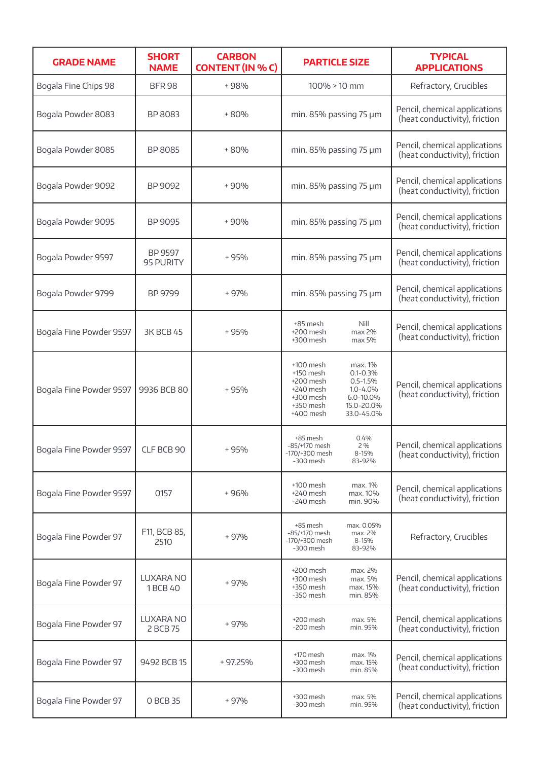| GRADE NAME | SHORT NAME | CARBON CONTENT (IN % C) | PARTICLE SIZE | TYPICAL APPLICATIONS |
|---|---|---|---|---|
| Bogala Fine Chips 98 | BFR 98 | + 98% | 100% > 10 mm | Refractory, Crucibles |
| Bogala Powder 8083 | BP 8083 | + 80% | min. 85% passing 75 µm | Pencil, chemical applications (heat conductivity), friction |
| Bogala Powder 8085 | BP 8085 | + 80% | min. 85% passing 75 µm | Pencil, chemical applications (heat conductivity), friction |
| Bogala Powder 9092 | BP 9092 | + 90% | min. 85% passing 75 µm | Pencil, chemical applications (heat conductivity), friction |
| Bogala Powder 9095 | BP 9095 | + 90% | min. 85% passing 75 µm | Pencil, chemical applications (heat conductivity), friction |
| Bogala Powder 9597 | BP 9597 95 PURITY | + 95% | min. 85% passing 75 µm | Pencil, chemical applications (heat conductivity), friction |
| Bogala Powder 9799 | BP 9799 | + 97% | min. 85% passing 75 µm | Pencil, chemical applications (heat conductivity), friction |
| Bogala Fine Powder 9597 | 3K BCB 45 | + 95% | +85 mesh Nill<br>+200 mesh max 2%<br>+300 mesh max 5% | Pencil, chemical applications (heat conductivity), friction |
| Bogala Fine Powder 9597 | 9936 BCB 80 | + 95% | +100 mesh max. 1%<br>+150 mesh 0.1-0.3%<br>+200 mesh 0.5-1.5%<br>+240 mesh 1.0-4.0%<br>+300 mesh 6.0-10.0%<br>+350 mesh 15.0-20.0%<br>+400 mesh 33.0-45.0% | Pencil, chemical applications (heat conductivity), friction |
| Bogala Fine Powder 9597 | CLF BCB 90 | + 95% | +85 mesh 0.4%<br>-85/+170 mesh 2 %<br>-170/+300 mesh 8-15%<br>-300 mesh 83-92% | Pencil, chemical applications (heat conductivity), friction |
| Bogala Fine Powder 9597 | 0157 | + 96% | +100 mesh max. 1%<br>+240 mesh max. 10%<br>-240 mesh min. 90% | Pencil, chemical applications (heat conductivity), friction |
| Bogala Fine Powder 97 | F11, BCB 85, 2510 | + 97% | +85 mesh max. 0.05%<br>-85/+170 mesh max. 2%<br>-170/+300 mesh 8-15%<br>-300 mesh 83-92% | Refractory, Crucibles |
| Bogala Fine Powder 97 | LUXARA NO 1 BCB 40 | + 97% | +200 mesh max. 2%<br>+300 mesh max. 5%<br>+350 mesh max. 15%<br>-350 mesh min. 85% | Pencil, chemical applications (heat conductivity), friction |
| Bogala Fine Powder 97 | LUXARA NO 2 BCB 75 | + 97% | +200 mesh max. 5%<br>-200 mesh min. 95% | Pencil, chemical applications (heat conductivity), friction |
| Bogala Fine Powder 97 | 9492 BCB 15 | + 97.25% | +170 mesh max. 1%<br>+300 mesh max. 15%<br>-300 mesh min. 85% | Pencil, chemical applications (heat conductivity), friction |
| Bogala Fine Powder 97 | 0 BCB 35 | + 97% | +300 mesh max. 5%<br>-300 mesh min. 95% | Pencil, chemical applications (heat conductivity), friction |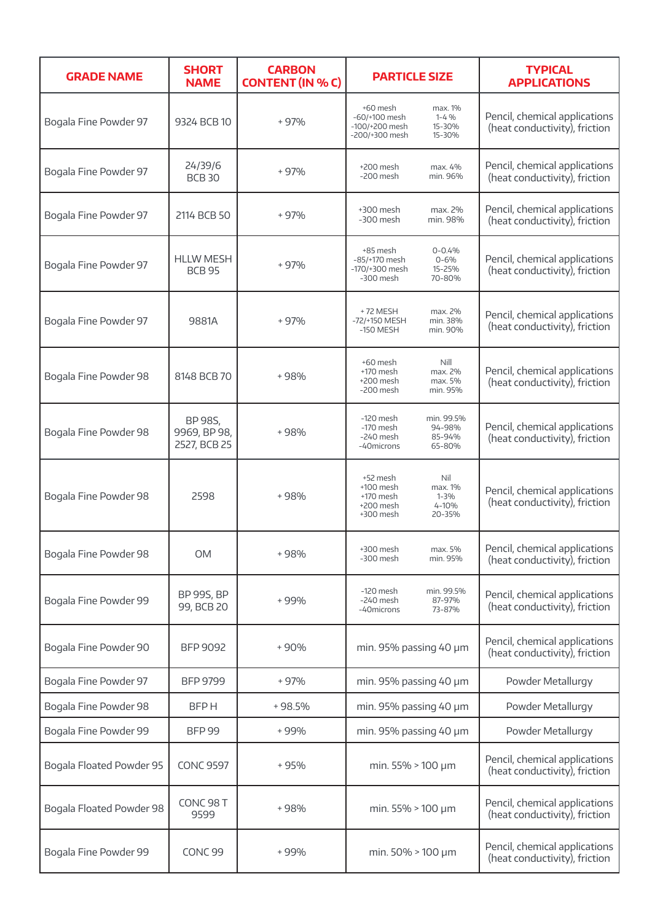| GRADE NAME | SHORT NAME | CARBON CONTENT (IN % C) | PARTICLE SIZE | TYPICAL APPLICATIONS |
|---|---|---|---|---|
| Bogala Fine Powder 97 | 9324 BCB 10 | + 97% | +60 mesh max. 1%<br>-60/+100 mesh 1-4 %<br>-100/+200 mesh 15-30%<br>-200/+300 mesh 15-30% | Pencil, chemical applications (heat conductivity), friction |
| Bogala Fine Powder 97 | 24/39/6 BCB 30 | + 97% | +200 mesh max. 4%<br>-200 mesh min. 96% | Pencil, chemical applications (heat conductivity), friction |
| Bogala Fine Powder 97 | 2114 BCB 50 | + 97% | +300 mesh max. 2%<br>-300 mesh min. 98% | Pencil, chemical applications (heat conductivity), friction |
| Bogala Fine Powder 97 | HLLW MESH BCB 95 | + 97% | +85 mesh 0-0.4%<br>-85/+170 mesh 0-6%<br>-170/+300 mesh 15-25%<br>-300 mesh 70-80% | Pencil, chemical applications (heat conductivity), friction |
| Bogala Fine Powder 97 | 9881A | + 97% | + 72 MESH max. 2%<br>-72/+150 MESH min. 38%<br>-150 MESH min. 90% | Pencil, chemical applications (heat conductivity), friction |
| Bogala Fine Powder 98 | 8148 BCB 70 | + 98% | +60 mesh Nill<br>+170 mesh max. 2%<br>+200 mesh max. 5%<br>-200 mesh min. 95% | Pencil, chemical applications (heat conductivity), friction |
| Bogala Fine Powder 98 | BP 98S, 9969, BP 98, 2527, BCB 25 | + 98% | -120 mesh min. 99.5%<br>-170 mesh 94-98%<br>-240 mesh 85-94%<br>-40microns 65-80% | Pencil, chemical applications (heat conductivity), friction |
| Bogala Fine Powder 98 | 2598 | + 98% | +52 mesh Nil<br>+100 mesh max. 1%<br>+170 mesh 1-3%<br>+200 mesh 4-10%<br>+300 mesh 20-35% | Pencil, chemical applications (heat conductivity), friction |
| Bogala Fine Powder 98 | OM | + 98% | +300 mesh max. 5%<br>-300 mesh min. 95% | Pencil, chemical applications (heat conductivity), friction |
| Bogala Fine Powder 99 | BP 99S, BP 99, BCB 20 | + 99% | -120 mesh min. 99.5%<br>-240 mesh 87-97%<br>-40microns 73-87% | Pencil, chemical applications (heat conductivity), friction |
| Bogala Fine Powder 90 | BFP 9092 | + 90% | min. 95% passing 40 µm | Pencil, chemical applications (heat conductivity), friction |
| Bogala Fine Powder 97 | BFP 9799 | + 97% | min. 95% passing 40 µm | Powder Metallurgy |
| Bogala Fine Powder 98 | BFP H | + 98.5% | min. 95% passing 40 µm | Powder Metallurgy |
| Bogala Fine Powder 99 | BFP 99 | + 99% | min. 95% passing 40 µm | Powder Metallurgy |
| Bogala Floated Powder 95 | CONC 9597 | + 95% | min. 55% > 100 µm | Pencil, chemical applications (heat conductivity), friction |
| Bogala Floated Powder 98 | CONC 98 T 9599 | + 98% | min. 55% > 100 µm | Pencil, chemical applications (heat conductivity), friction |
| Bogala Fine Powder 99 | CONC 99 | + 99% | min. 50% > 100 µm | Pencil, chemical applications (heat conductivity), friction |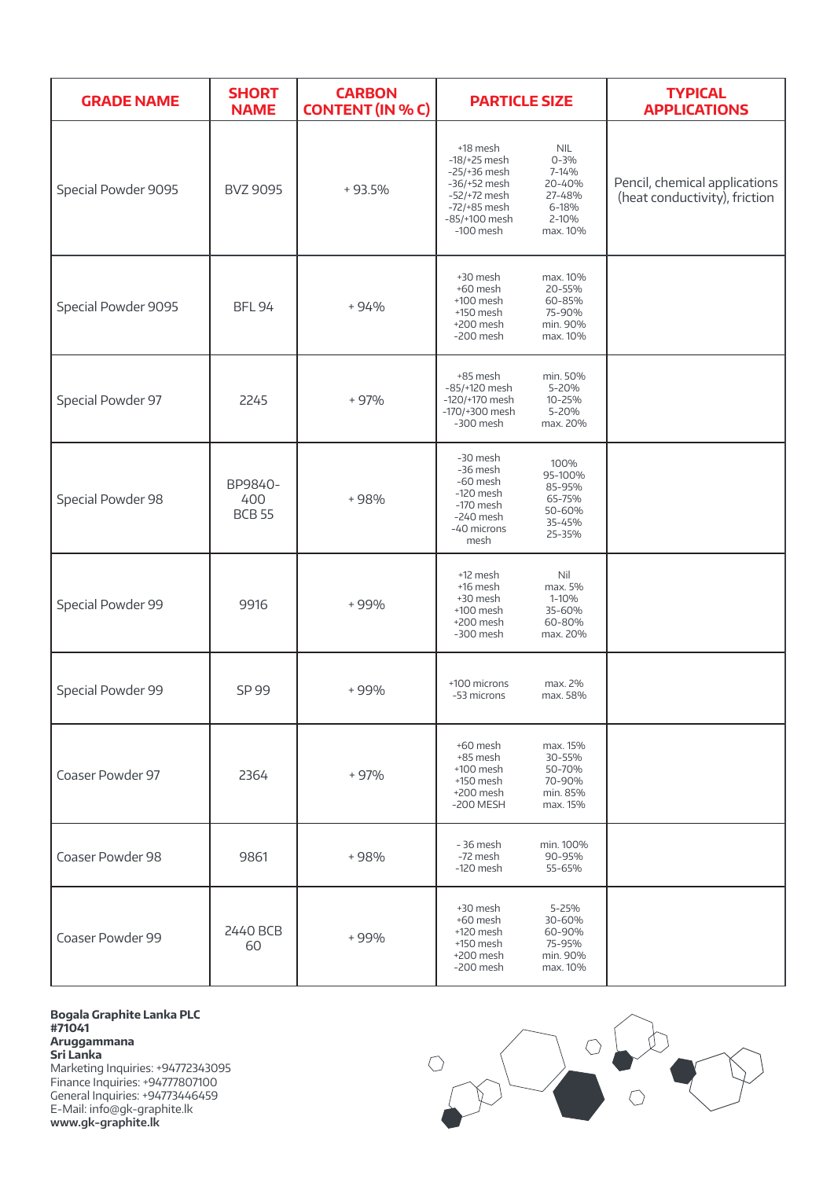| GRADE NAME | SHORT NAME | CARBON CONTENT (IN % C) | PARTICLE SIZE | TYPICAL APPLICATIONS |
|---|---|---|---|---|
| Special Powder 9095 | BVZ 9095 | + 93.5% | +18 mesh NIL<br>-18/+25 mesh 0-3%<br>-25/+36 mesh 7-14%<br>-36/+52 mesh 20-40%<br>-52/+72 mesh 27-48%<br>-72/+85 mesh 6-18%<br>-85/+100 mesh 2-10%<br>-100 mesh max. 10% | Pencil, chemical applications (heat conductivity), friction |
| Special Powder 9095 | BFL 94 | + 94% | +30 mesh max. 10%<br>+60 mesh 20-55%<br>+100 mesh 60-85%<br>+150 mesh 75-90%<br>+200 mesh min. 90%<br>-200 mesh max. 10% | |
| Special Powder 97 | 2245 | + 97% | +85 mesh min. 50%<br>-85/+120 mesh 5-20%<br>-120/+170 mesh 10-25%<br>-170/+300 mesh 5-20%<br>-300 mesh max. 20% | |
| Special Powder 98 | BP9840-400<br>BCB 55 | + 98% | -30 mesh 100%<br>-36 mesh 95-100%<br>-60 mesh 85-95%<br>-120 mesh 65-75%<br>-170 mesh 50-60%<br>-240 mesh 35-45%<br>-40 microns mesh 25-35% | |
| Special Powder 99 | 9916 | + 99% | +12 mesh Nil<br>+16 mesh max. 5%<br>+30 mesh 1-10%<br>+100 mesh 35-60%<br>+200 mesh 60-80%<br>-300 mesh max. 20% | |
| Special Powder 99 | SP 99 | + 99% | +100 microns max. 2%<br>-53 microns max. 58% | |
| Coaser Powder 97 | 2364 | + 97% | +60 mesh max. 15%<br>+85 mesh 30-55%<br>+100 mesh 50-70%<br>+150 mesh 70-90%<br>+200 mesh min. 85%<br>-200 MESH max. 15% | |
| Coaser Powder 98 | 9861 | + 98% | - 36 mesh min. 100%<br>-72 mesh 90-95%<br>-120 mesh 55-65% | |
| Coaser Powder 99 | 2440 BCB 60 | + 99% | +30 mesh 5-25%<br>+60 mesh 30-60%<br>+120 mesh 60-90%<br>+150 mesh 75-95%<br>+200 mesh min. 90%<br>-200 mesh max. 10% | |

**Bogala Graphite Lanka PLC**
**#71041**
**Aruggammana**
**Sri Lanka**
Marketing Inquiries: +94772343095
Finance Inquiries: +94777807100
General Inquiries: +94773446459
E-Mail: info@gk-graphite.lk
**www.gk-graphite.lk**